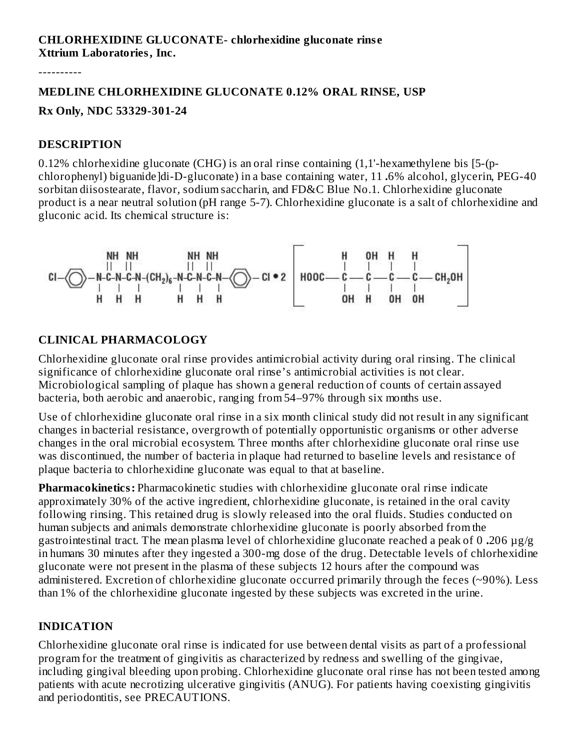**CHLORHEXIDINE GLUCONATE- chlorhexidine gluconate rinse**
**Xttrium Laboratories, Inc.**

----------

**MEDLINE CHLORHEXIDINE GLUCONATE 0.12% ORAL RINSE, USP**

**Rx Only, NDC 53329-301-24**

## DESCRIPTION

0.12% chlorhexidine gluconate (CHG) is an oral rinse containing (1,1'-hexamethylene bis [5-(p-chlorophenyl) biguanide]di-D-gluconate) in a base containing water, 11.6% alcohol, glycerin, PEG-40 sorbitan diisostearate, flavor, sodium saccharin, and FD&C Blue No.1. Chlorhexidine gluconate product is a near neutral solution (pH range 5-7). Chlorhexidine gluconate is a salt of chlorhexidine and gluconic acid. Its chemical structure is:

$$Cl-C_6H_4-NH-C(=NH)-NH-C(=NH)-NH-(CH_2)_6-NH-C(=NH)-NH-C(=NH)-NH-C_6H_4-Cl \cdot 2\left[HOOC-CH(OH)-CH(OH)-CH(OH)-CH(OH)-CH_2OH\right]$$

## CLINICAL PHARMACOLOGY

Chlorhexidine gluconate oral rinse provides antimicrobial activity during oral rinsing. The clinical significance of chlorhexidine gluconate oral rinse's antimicrobial activities is not clear. Microbiological sampling of plaque has shown a general reduction of counts of certain assayed bacteria, both aerobic and anaerobic, ranging from 54–97% through six months use.

Use of chlorhexidine gluconate oral rinse in a six month clinical study did not result in any significant changes in bacterial resistance, overgrowth of potentially opportunistic organisms or other adverse changes in the oral microbial ecosystem. Three months after chlorhexidine gluconate oral rinse use was discontinued, the number of bacteria in plaque had returned to baseline levels and resistance of plaque bacteria to chlorhexidine gluconate was equal to that at baseline.

**Pharmacokinetics:** Pharmacokinetic studies with chlorhexidine gluconate oral rinse indicate approximately 30% of the active ingredient, chlorhexidine gluconate, is retained in the oral cavity following rinsing. This retained drug is slowly released into the oral fluids. Studies conducted on human subjects and animals demonstrate chlorhexidine gluconate is poorly absorbed from the gastrointestinal tract. The mean plasma level of chlorhexidine gluconate reached a peak of 0.206 µg/g in humans 30 minutes after they ingested a 300-mg dose of the drug. Detectable levels of chlorhexidine gluconate were not present in the plasma of these subjects 12 hours after the compound was administered. Excretion of chlorhexidine gluconate occurred primarily through the feces (~90%). Less than 1% of the chlorhexidine gluconate ingested by these subjects was excreted in the urine.

## INDICATION

Chlorhexidine gluconate oral rinse is indicated for use between dental visits as part of a professional program for the treatment of gingivitis as characterized by redness and swelling of the gingivae, including gingival bleeding upon probing. Chlorhexidine gluconate oral rinse has not been tested among patients with acute necrotizing ulcerative gingivitis (ANUG). For patients having coexisting gingivitis and periodontitis, see PRECAUTIONS.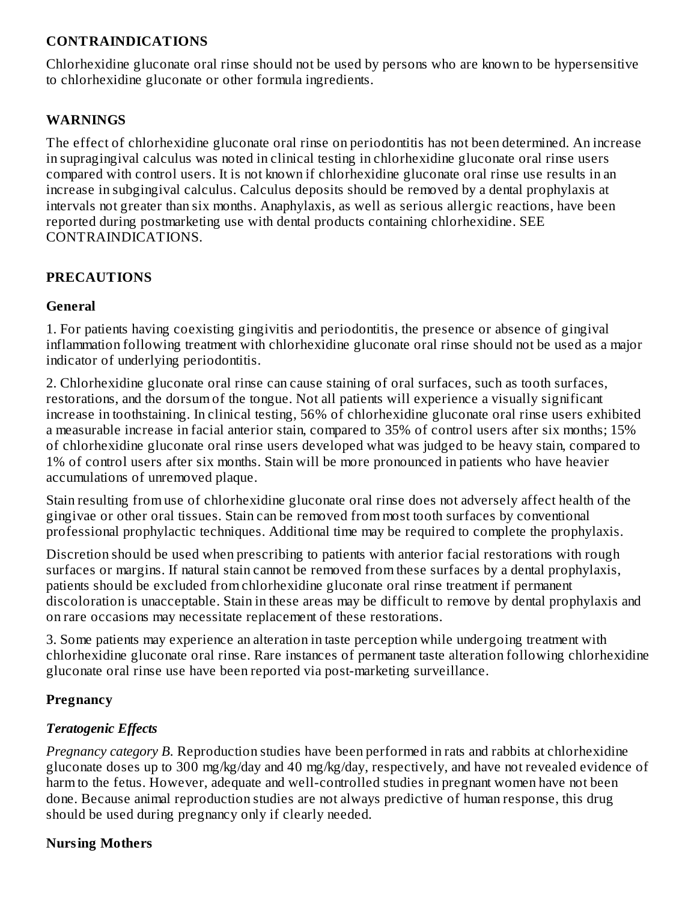## CONTRAINDICATIONS

Chlorhexidine gluconate oral rinse should not be used by persons who are known to be hypersensitive to chlorhexidine gluconate or other formula ingredients.

## WARNINGS

The effect of chlorhexidine gluconate oral rinse on periodontitis has not been determined. An increase in supragingival calculus was noted in clinical testing in chlorhexidine gluconate oral rinse users compared with control users. It is not known if chlorhexidine gluconate oral rinse use results in an increase in subgingival calculus. Calculus deposits should be removed by a dental prophylaxis at intervals not greater than six months. Anaphylaxis, as well as serious allergic reactions, have been reported during postmarketing use with dental products containing chlorhexidine. SEE CONTRAINDICATIONS.

## PRECAUTIONS

### General

1. For patients having coexisting gingivitis and periodontitis, the presence or absence of gingival inflammation following treatment with chlorhexidine gluconate oral rinse should not be used as a major indicator of underlying periodontitis.

2. Chlorhexidine gluconate oral rinse can cause staining of oral surfaces, such as tooth surfaces, restorations, and the dorsum of the tongue. Not all patients will experience a visually significant increase in toothstaining. In clinical testing, 56% of chlorhexidine gluconate oral rinse users exhibited a measurable increase in facial anterior stain, compared to 35% of control users after six months; 15% of chlorhexidine gluconate oral rinse users developed what was judged to be heavy stain, compared to 1% of control users after six months. Stain will be more pronounced in patients who have heavier accumulations of unremoved plaque.

Stain resulting from use of chlorhexidine gluconate oral rinse does not adversely affect health of the gingivae or other oral tissues. Stain can be removed from most tooth surfaces by conventional professional prophylactic techniques. Additional time may be required to complete the prophylaxis.

Discretion should be used when prescribing to patients with anterior facial restorations with rough surfaces or margins. If natural stain cannot be removed from these surfaces by a dental prophylaxis, patients should be excluded from chlorhexidine gluconate oral rinse treatment if permanent discoloration is unacceptable. Stain in these areas may be difficult to remove by dental prophylaxis and on rare occasions may necessitate replacement of these restorations.

3. Some patients may experience an alteration in taste perception while undergoing treatment with chlorhexidine gluconate oral rinse. Rare instances of permanent taste alteration following chlorhexidine gluconate oral rinse use have been reported via post-marketing surveillance.

### Pregnancy

#### *Teratogenic Effects*

*Pregnancy category B.* Reproduction studies have been performed in rats and rabbits at chlorhexidine gluconate doses up to 300 mg/kg/day and 40 mg/kg/day, respectively, and have not revealed evidence of harm to the fetus. However, adequate and well-controlled studies in pregnant women have not been done. Because animal reproduction studies are not always predictive of human response, this drug should be used during pregnancy only if clearly needed.

### Nursing Mothers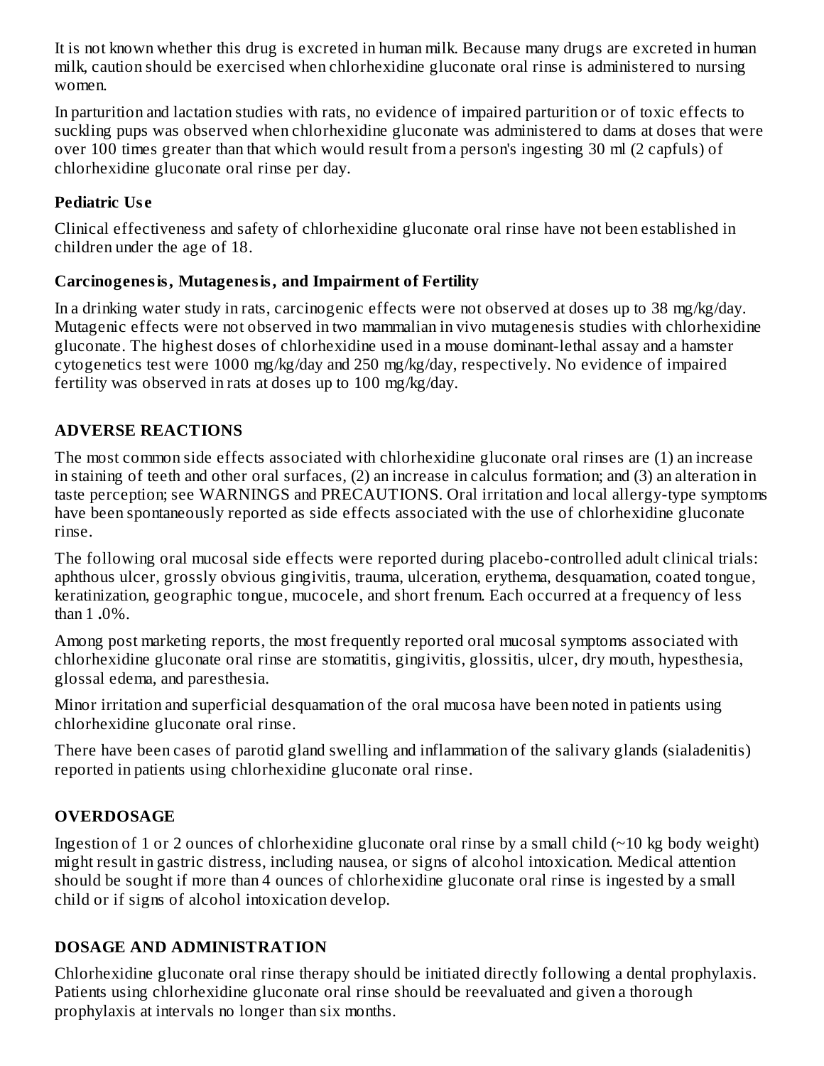It is not known whether this drug is excreted in human milk. Because many drugs are excreted in human milk, caution should be exercised when chlorhexidine gluconate oral rinse is administered to nursing women.

In parturition and lactation studies with rats, no evidence of impaired parturition or of toxic effects to suckling pups was observed when chlorhexidine gluconate was administered to dams at doses that were over 100 times greater than that which would result from a person's ingesting 30 ml (2 capfuls) of chlorhexidine gluconate oral rinse per day.

### Pediatric Use

Clinical effectiveness and safety of chlorhexidine gluconate oral rinse have not been established in children under the age of 18.

### Carcinogenesis, Mutagenesis, and Impairment of Fertility

In a drinking water study in rats, carcinogenic effects were not observed at doses up to 38 mg/kg/day. Mutagenic effects were not observed in two mammalian in vivo mutagenesis studies with chlorhexidine gluconate. The highest doses of chlorhexidine used in a mouse dominant-lethal assay and a hamster cytogenetics test were 1000 mg/kg/day and 250 mg/kg/day, respectively. No evidence of impaired fertility was observed in rats at doses up to 100 mg/kg/day.

## ADVERSE REACTIONS

The most common side effects associated with chlorhexidine gluconate oral rinses are (1) an increase in staining of teeth and other oral surfaces, (2) an increase in calculus formation; and (3) an alteration in taste perception; see WARNINGS and PRECAUTIONS. Oral irritation and local allergy-type symptoms have been spontaneously reported as side effects associated with the use of chlorhexidine gluconate rinse.

The following oral mucosal side effects were reported during placebo-controlled adult clinical trials: aphthous ulcer, grossly obvious gingivitis, trauma, ulceration, erythema, desquamation, coated tongue, keratinization, geographic tongue, mucocele, and short frenum. Each occurred at a frequency of less than 1 .0%.

Among post marketing reports, the most frequently reported oral mucosal symptoms associated with chlorhexidine gluconate oral rinse are stomatitis, gingivitis, glossitis, ulcer, dry mouth, hypesthesia, glossal edema, and paresthesia.

Minor irritation and superficial desquamation of the oral mucosa have been noted in patients using chlorhexidine gluconate oral rinse.

There have been cases of parotid gland swelling and inflammation of the salivary glands (sialadenitis) reported in patients using chlorhexidine gluconate oral rinse.

## OVERDOSAGE

Ingestion of 1 or 2 ounces of chlorhexidine gluconate oral rinse by a small child (~10 kg body weight) might result in gastric distress, including nausea, or signs of alcohol intoxication. Medical attention should be sought if more than 4 ounces of chlorhexidine gluconate oral rinse is ingested by a small child or if signs of alcohol intoxication develop.

## DOSAGE AND ADMINISTRATION

Chlorhexidine gluconate oral rinse therapy should be initiated directly following a dental prophylaxis. Patients using chlorhexidine gluconate oral rinse should be reevaluated and given a thorough prophylaxis at intervals no longer than six months.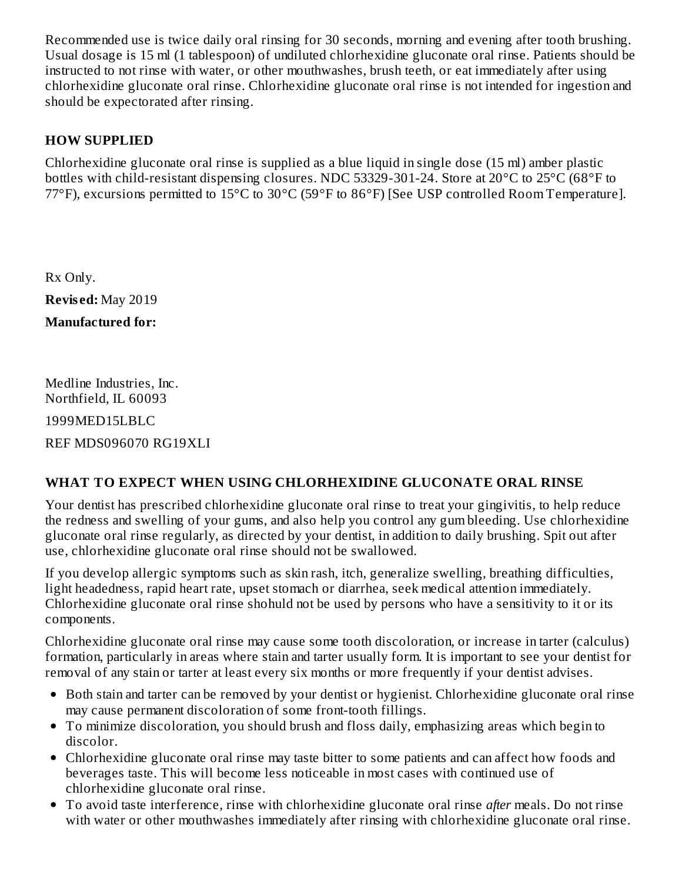Recommended use is twice daily oral rinsing for 30 seconds, morning and evening after tooth brushing. Usual dosage is 15 ml (1 tablespoon) of undiluted chlorhexidine gluconate oral rinse. Patients should be instructed to not rinse with water, or other mouthwashes, brush teeth, or eat immediately after using chlorhexidine gluconate oral rinse. Chlorhexidine gluconate oral rinse is not intended for ingestion and should be expectorated after rinsing.

## HOW SUPPLIED

Chlorhexidine gluconate oral rinse is supplied as a blue liquid in single dose (15 ml) amber plastic bottles with child-resistant dispensing closures. NDC 53329-301-24. Store at 20°C to 25°C (68°F to 77°F), excursions permitted to 15°C to 30°C (59°F to 86°F) [See USP controlled Room Temperature].

Rx Only.

**Revised:** May 2019

**Manufactured for:**

Medline Industries, Inc.
Northfield, IL 60093

1999MED15LBLC

REF MDS096070 RG19XLI

## WHAT TO EXPECT WHEN USING CHLORHEXIDINE GLUCONATE ORAL RINSE

Your dentist has prescribed chlorhexidine gluconate oral rinse to treat your gingivitis, to help reduce the redness and swelling of your gums, and also help you control any gum bleeding. Use chlorhexidine gluconate oral rinse regularly, as directed by your dentist, in addition to daily brushing. Spit out after use, chlorhexidine gluconate oral rinse should not be swallowed.

If you develop allergic symptoms such as skin rash, itch, generalize swelling, breathing difficulties, light headedness, rapid heart rate, upset stomach or diarrhea, seek medical attention immediately. Chlorhexidine gluconate oral rinse shohuld not be used by persons who have a sensitivity to it or its components.

Chlorhexidine gluconate oral rinse may cause some tooth discoloration, or increase in tarter (calculus) formation, particularly in areas where stain and tarter usually form. It is important to see your dentist for removal of any stain or tarter at least every six months or more frequently if your dentist advises.

- Both stain and tarter can be removed by your dentist or hygienist. Chlorhexidine gluconate oral rinse may cause permanent discoloration of some front-tooth fillings.
- To minimize discoloration, you should brush and floss daily, emphasizing areas which begin to discolor.
- Chlorhexidine gluconate oral rinse may taste bitter to some patients and can affect how foods and beverages taste. This will become less noticeable in most cases with continued use of chlorhexidine gluconate oral rinse.
- To avoid taste interference, rinse with chlorhexidine gluconate oral rinse *after* meals. Do not rinse with water or other mouthwashes immediately after rinsing with chlorhexidine gluconate oral rinse.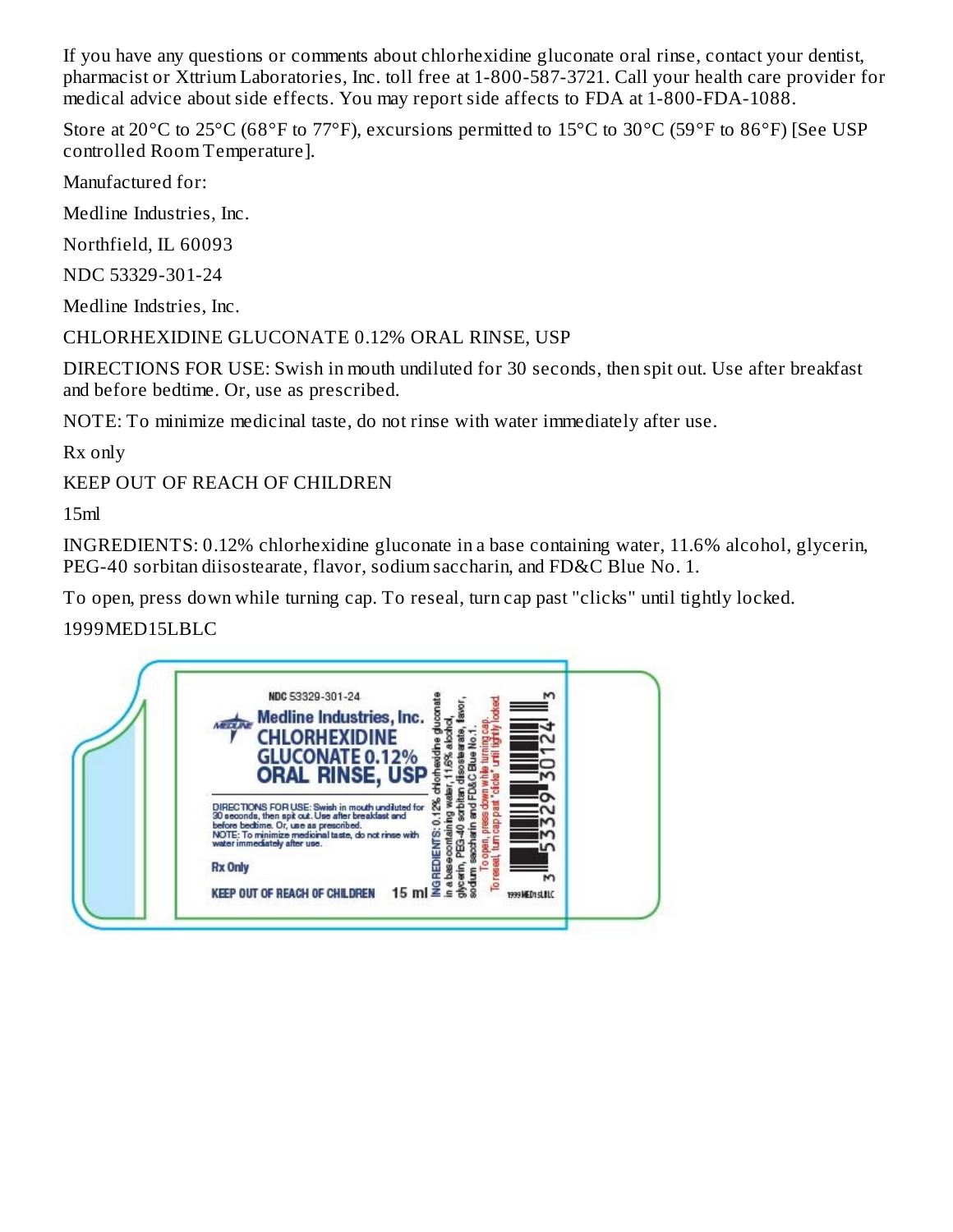If you have any questions or comments about chlorhexidine gluconate oral rinse, contact your dentist, pharmacist or Xttrium Laboratories, Inc. toll free at 1-800-587-3721. Call your health care provider for medical advice about side effects. You may report side affects to FDA at 1-800-FDA-1088.

Store at 20°C to 25°C (68°F to 77°F), excursions permitted to 15°C to 30°C (59°F to 86°F) [See USP controlled Room Temperature].

Manufactured for:

Medline Industries, Inc.

Northfield, IL 60093

NDC 53329-301-24

Medline Indstries, Inc.

CHLORHEXIDINE GLUCONATE 0.12% ORAL RINSE, USP

DIRECTIONS FOR USE: Swish in mouth undiluted for 30 seconds, then spit out. Use after breakfast and before bedtime. Or, use as prescribed.

NOTE: To minimize medicinal taste, do not rinse with water immediately after use.

Rx only

KEEP OUT OF REACH OF CHILDREN

15ml

INGREDIENTS: 0.12% chlorhexidine gluconate in a base containing water, 11.6% alcohol, glycerin, PEG-40 sorbitan diisostearate, flavor, sodium saccharin, and FD&C Blue No. 1.

To open, press down while turning cap. To reseal, turn cap past "clicks" until tightly locked.

1999MED15LBLC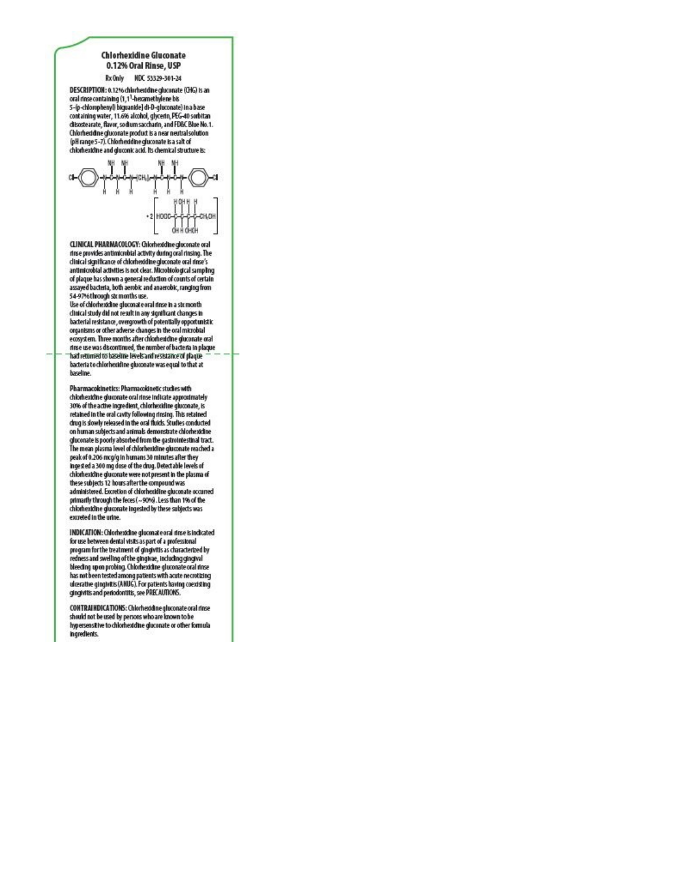# Chlorhexidine Gluconate 0.12% Oral Rinse, USP

Rx Only NDC 53329-301-24

**DESCRIPTION:** 0.12% chlorhexidine gluconate (CHG) is an oral rinse containing (1,1[1]-hexamethylene bis 5-(p-chlorophenyl) biguanide] di-D-gluconate) in a base containing water, 11.6% alcohol, glycerin, PEG-40 sorbitan diisostearate, flavor, sodium saccharin, and FD&C Blue No.1. Chlorhexidine gluconate product is a near neutral solution (pH range 5-7). Chlorhexidine gluconate is a salt of chlorhexidine and gluconic acid. Its chemical structure is:

$$Cl-C_6H_4-NH-C(=NH)-NH-C(=NH)-NH-(CH_2)_6-NH-C(=NH)-NH-C(=NH)-NH-C_6H_4-Cl \cdot 2\left[HOOC-CH(OH)-CH(OH)-CH(OH)-CH(OH)-CH_2OH\right]$$

**CLINICAL PHARMACOLOGY:** Chlorhexidine gluconate oral rinse provides antimicrobial activity during oral rinsing. The clinical significance of chlorhexidine gluconate oral rinse's antimicrobial activities is not clear. Microbiological sampling of plaque has shown a general reduction of counts of certain assayed bacteria, both aerobic and anaerobic, ranging from 54-97% through six months use.

Use of chlorhexidine gluconate oral rinse in a six month clinical study did not result in any significant changes in bacterial resistance, overgrowth of potentially opportunistic organisms or other adverse changes in the oral microbial ecosystem. Three months after chlorhexidine gluconate oral rinse use was discontinued, the number of bacteria in plaque had returned to baseline levels and resistance of plaque bacteria to chlorhexidine gluconate was equal to that at baseline.

**Pharmacokinetics:** Pharmacokinetic studies with chlorhexidine gluconate oral rinse indicate approximately 30% of the active ingredient, chlorhexidine gluconate, is retained in the oral cavity following rinsing. This retained drug is slowly released in the oral fluids. Studies conducted on human subjects and animals demonstrate chlorhexidine gluconate is poorly absorbed from the gastrointestinal tract. The mean plasma level of chlorhexidine gluconate reached a peak of 0.206 mcg/g in humans 30 minutes after they ingested a 300 mg dose of the drug. Detectable levels of chlorhexidine gluconate were not present in the plasma of these subjects 12 hours after the compound was administered. Excretion of chlorhexidine gluconate occurred primarily through the feces (~90%). Less than 1% of the chlorhexidine gluconate ingested by these subjects was excreted in the urine.

**INDICATION:** Chlorhexidine gluconate oral rinse is indicated for use between dental visits as part of a professional program for the treatment of gingivitis as characterized by redness and swelling of the gingivae, including gingival bleeding upon probing. Chlorhexidine gluconate oral rinse has not been tested among patients with acute necrotizing ulcerative gingivitis (ANUG). For patients having coexisting gingivitis and periodontitis, see PRECAUTIONS.

**CONTRAINDICATIONS:** Chlorhexidine gluconate oral rinse should not be used by persons who are known to be hypersensitive to chlorhexidine gluconate or other formula ingredients.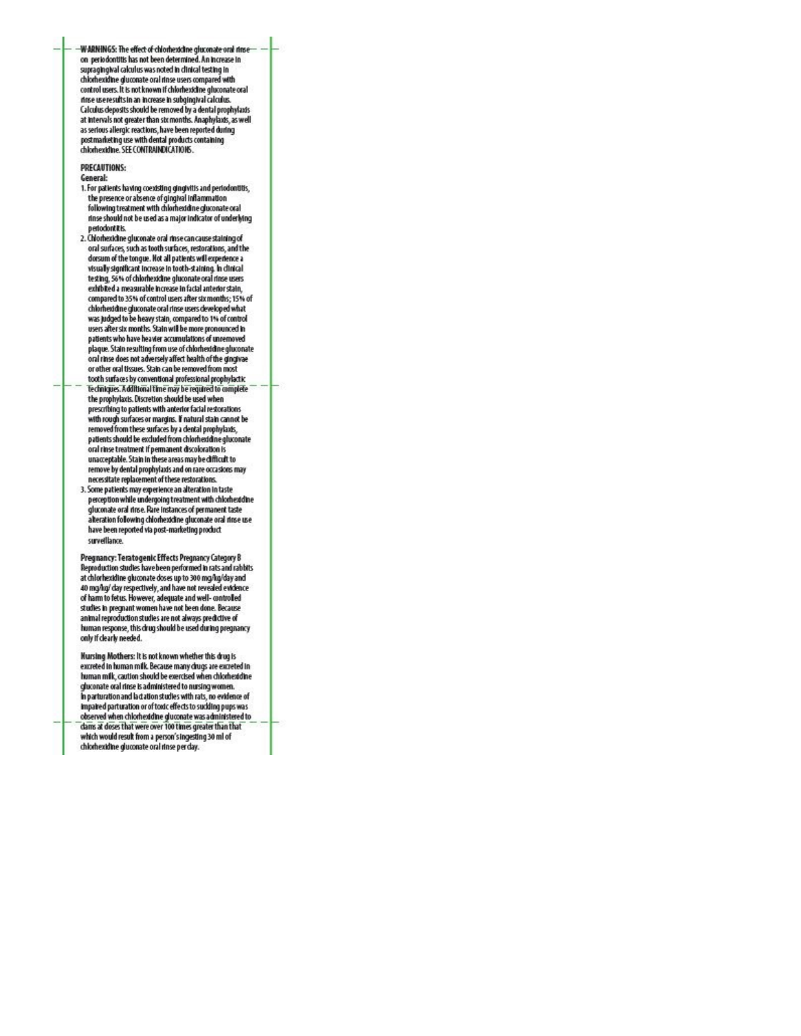**WARNINGS:** The effect of chlorhexidine gluconate oral rinse on periodontitis has not been determined. An increase in supragingival calculus was noted in clinical testing in chlorhexidine gluconate oral rinse users compared with control users. It is not known if chlorhexidine gluconate oral rinse use results in an increase in subgingival calculus. Calculus deposits should be removed by a dental prophylaxis at intervals not greater than six months. Anaphylaxis, as well as serious allergic reactions, have been reported during postmarketing use with dental products containing chlorhexidine. SEE CONTRAINDICATIONS.

**PRECAUTIONS:**

**General:**

1. For patients having coexisting gingivitis and periodontitis, the presence or absence of gingival inflammation following treatment with chlorhexidine gluconate oral rinse should not be used as a major indicator of underlying periodontitis.
2. Chlorhexidine gluconate oral rinse can cause staining of oral surfaces, such as tooth surfaces, restorations, and the dorsum of the tongue. Not all patients will experience a visually significant increase in tooth-staining. In clinical testing, 56% of chlorhexidine gluconate oral rinse users exhibited a measurable increase in facial anterior stain, compared to 35% of control users after six months; 15% of chlorhexidine gluconate oral rinse users developed what was judged to be heavy stain, compared to 1% of control users after six months. Stain will be more pronounced in patients who have heavier accumulations of unremoved plaque. Stain resulting from use of chlorhexidine gluconate oral rinse does not adversely affect health of the gingivae or other oral tissues. Stain can be removed from most tooth surfaces by conventional professional prophylactic techniques. Additional time may be required to complete the prophylaxis. Discretion should be used when prescribing to patients with anterior facial restorations with rough surfaces or margins. If natural stain cannot be removed from these surfaces by a dental prophylaxis, patients should be excluded from chlorhexidine gluconate oral rinse treatment if permanent discoloration is unacceptable. Stain in these areas may be difficult to remove by dental prophylaxis and on rare occasions may necessitate replacement of these restorations.
3. Some patients may experience an alteration in taste perception while undergoing treatment with chlorhexidine gluconate oral rinse. Rare instances of permanent taste alteration following chlorhexidine gluconate oral rinse use have been reported via post-marketing product surveillance.

**Pregnancy: Teratogenic Effects Pregnancy Category B** Reproduction studies have been performed in rats and rabbits at chlorhexidine gluconate doses up to 300 mg/kg/day and 40 mg/kg/ day respectively, and have not revealed evidence of harm to fetus. However, adequate and well- controlled studies in pregnant women have not been done. Because animal reproduction studies are not always predictive of human response, this drug should be used during pregnancy only if clearly needed.

**Nursing Mothers:** It is not known whether this drug is excreted in human milk. Because many drugs are excreted in human milk, caution should be exercised when chlorhexidine gluconate oral rinse is administered to nursing women. In parturition and lactation studies with rats, no evidence of impaired parturation or of toxic effects to suckling pups was observed when chlorhexidine gluconate was administered to dams at doses that were over 100 times greater than that which would result from a person's ingesting 30 ml of chlorhexidine gluconate oral rinse per day.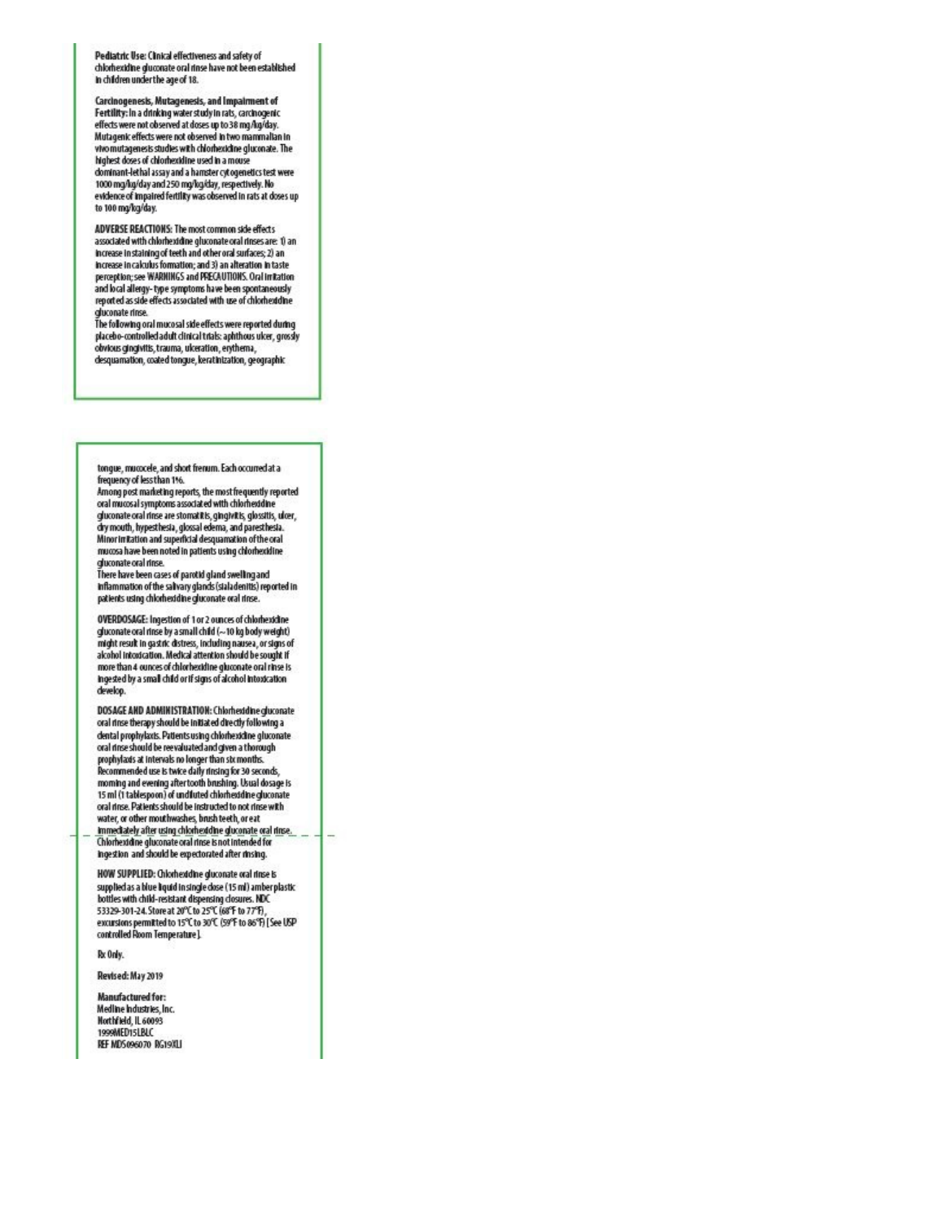**Pediatric Use:** Clinical effectiveness and safety of chlorhexidine gluconate oral rinse have not been established in children under the age of 18.

**Carcinogenesis, Mutagenesis, and Impairment of Fertility:** In a drinking water study in rats, carcinogenic effects were not observed at doses up to 38 mg/kg/day. Mutagenic effects were not observed in two mammalian in vivo mutagenesis studies with chlorhexidine gluconate. The highest doses of chlorhexidine used in a mouse dominant-lethal assay and a hamster cytogenetics test were 1000 mg/kg/day and 250 mg/kg/day, respectively. No evidence of impaired fertility was observed in rats at doses up to 100 mg/kg/day.

**ADVERSE REACTIONS:** The most common side effects associated with chlorhexidine gluconate oral rinses are: 1) an increase in staining of teeth and other oral surfaces; 2) an increase in calculus formation; and 3) an alteration in taste perception; see WARNINGS and PRECAUTIONS. Oral irritation and local allergy-type symptoms have been spontaneously reported as side effects associated with use of chlorhexidine gluconate rinse.
The following oral mucosal side effects were reported during placebo-controlled adult clinical trials: aphthous ulcer, grossly obvious gingivitis, trauma, ulceration, erythema, desquamation, coated tongue, keratinization, geographic tongue, mucocele, and short frenum. Each occurred at a frequency of less than 1%.
Among post marketing reports, the most frequently reported oral mucosal symptoms associated with chlorhexidine gluconate oral rinse are stomatitis, gingivitis, glossitis, ulcer, dry mouth, hypesthesia, glossal edema, and paresthesia.
Minor irritation and superficial desquamation of the oral mucosa have been noted in patients using chlorhexidine gluconate oral rinse.
There have been cases of parotid gland swelling and inflammation of the salivary glands (sialadenitis) reported in patients using chlorhexidine gluconate oral rinse.

**OVERDOSAGE:** Ingestion of 1 or 2 ounces of chlorhexidine gluconate oral rinse by a small child (~10 kg body weight) might result in gastric distress, including nausea, or signs of alcohol intoxication. Medical attention should be sought if more than 4 ounces of chlorhexidine gluconate oral rinse is ingested by a small child or if signs of alcohol intoxication develop.

**DOSAGE AND ADMINISTRATION:** Chlorhexidine gluconate oral rinse therapy should be initiated directly following a dental prophylaxis. Patients using chlorhexidine gluconate oral rinse should be reevaluated and given a thorough prophylaxis at intervals no longer than six months. Recommended use is twice daily rinsing for 30 seconds, morning and evening after tooth brushing. Usual dosage is 15 ml (1 tablespoon) of undiluted chlorhexidine gluconate oral rinse. Patients should be instructed to not rinse with water, or other mouthwashes, brush teeth, or eat immediately after using chlorhexidine gluconate oral rinse. Chlorhexidine gluconate oral rinse is not intended for ingestion and should be expectorated after rinsing.

**HOW SUPPLIED:** Chlorhexidine gluconate oral rinse is supplied as a blue liquid in single dose (15 ml) amber plastic bottles with child-resistant dispensing closures. NDC 53329-301-24. Store at 20°C to 25°C (68°F to 77°F), excursions permitted to 15°C to 30°C (59°F to 86°F) [See USP controlled Room Temperature].

**Rx Only.**

**Revised: May 2019**

**Manufactured for:**
Medline Industries, Inc.
Northfield, IL 60093
1999MED15LBLC
REF MDS096070 RG19XLI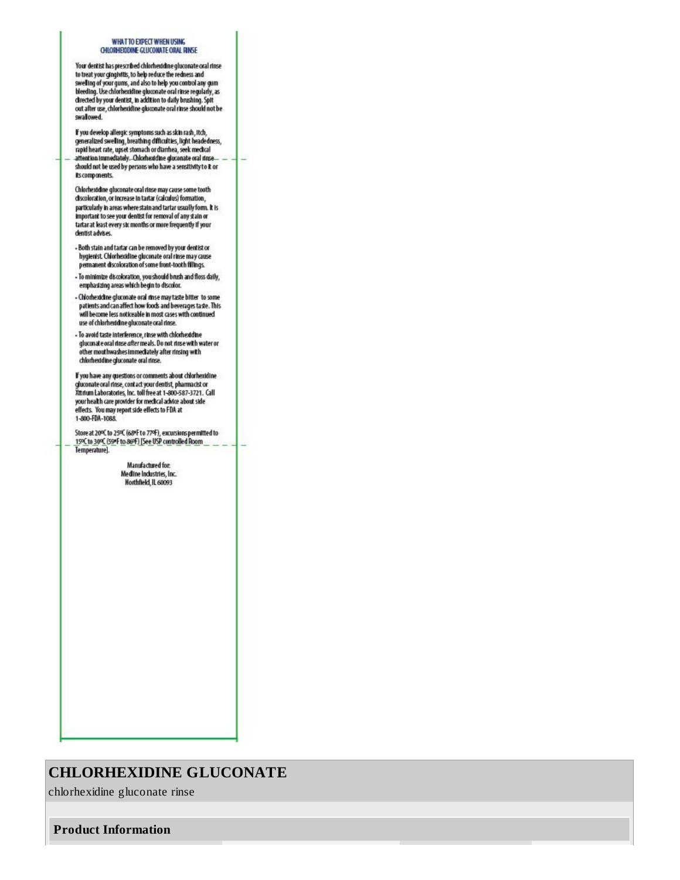## WHAT TO EXPECT WHEN USING CHLORHEXIDINE GLUCONATE ORAL RINSE

Your dentist has prescribed chlorhexidine gluconate oral rinse to treat your gingivitis, to help reduce the redness and swelling of your gums, and also to help you control any gum bleeding. Use chlorhexidine gluconate oral rinse regularly, as directed by your dentist, in addition to daily brushing. Spit out after use, chlorhexidine gluconate oral rinse should not be swallowed.

If you develop allergic symptoms such as skin rash, itch, generalized swelling, breathing difficulties, light headedness, rapid heart rate, upset stomach or diarrhea, seek medical attention immediately. Chlorhexidine gluconate oral rinse should not be used by persons who have a sensitivity to it or its components.

Chlorhexidine gluconate oral rinse may cause some tooth discoloration, or increase in tartar (calculus) formation, particularly in areas where stain and tartar usually form. It is important to see your dentist for removal of any stain or tartar at least every six months or more frequently if your dentist advises.

- Both stain and tartar can be removed by your dentist or hygienist. Chlorhexidine gluconate oral rinse may cause permanent discoloration of some front-tooth fillings.
- To minimize discoloration, you should brush and floss daily, emphasizing areas which begin to discolor.
- Chlorhexidine gluconate oral rinse may taste bitter to some patients and can affect how foods and beverages taste. This will become less noticeable in most cases with continued use of chlorhexidine gluconate oral rinse.
- To avoid taste interference, rinse with chlorhexidine gluconate oral rinse *after* meals. Do not rinse with water or other mouthwashes immediately after rinsing with chlorhexidine gluconate oral rinse.

If you have any questions or comments about chlorhexidine gluconate oral rinse, contact your dentist, pharmacist or Xttrium Laboratories, Inc. toll free at 1-800-587-3721. Call your health care provider for medical advice about side effects. You may report side effects to FDA at 1-800-FDA-1088.

Store at 20ºC to 25ºC (68ºF to 77ºF), excursions permitted to 15ºC to 30ºC (59ºF to 86ºF) [See USP controlled Room Temperature].

Manufactured for:
Medline Industries, Inc.
Northfield, IL 60093

# CHLORHEXIDINE GLUCONATE

chlorhexidine gluconate rinse

## Product Information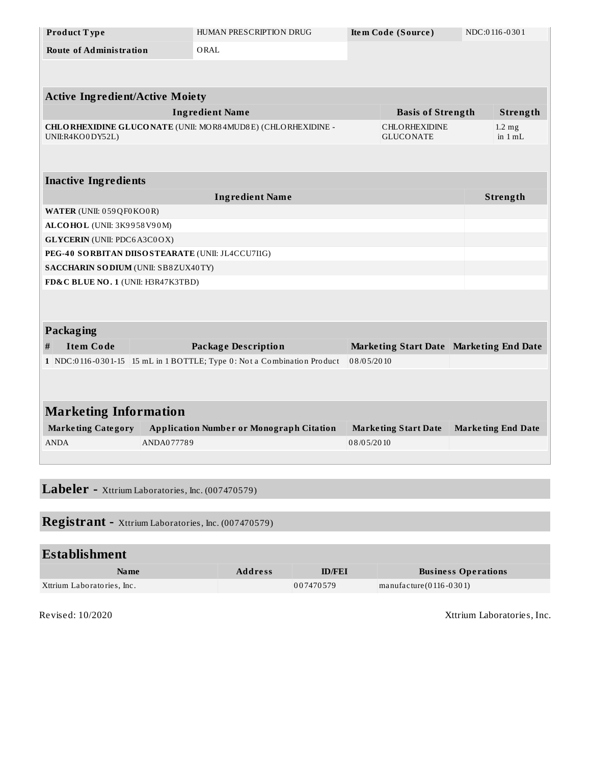| | | | |
|---|---|---|---|
| **Product Type** | HUMAN PRESCRIPTION DRUG | **Item Code (Source)** | NDC:0116-0301 |
| **Route of Administration** | ORAL | | |

## Active Ingredient/Active Moiety

| Ingredient Name | Basis of Strength | Strength |
|---|---|---|
| **CHLORHEXIDINE GLUCONATE** (UNII: MOR84MUD8E) (CHLORHEXIDINE - UNII:R4KO0DY52L) | CHLORHEXIDINE GLUCONATE | 1.2 mg in 1 mL |

## Inactive Ingredients

| Ingredient Name | Strength |
|---|---|
| **WATER** (UNII: 059QF0KO0R) | |
| **ALCOHOL** (UNII: 3K9958V90M) | |
| **GLYCERIN** (UNII: PDC6A3C0OX) | |
| **PEG-40 SORBITAN DIISOSTEARATE** (UNII: JL4CCU7I1G) | |
| **SACCHARIN SODIUM** (UNII: SB8ZUX40TY) | |
| **FD&C BLUE NO. 1** (UNII: H3R47K3TBD) | |

## Packaging

| # | Item Code | Package Description | Marketing Start Date | Marketing End Date |
|---|---|---|---|---|
| 1 | NDC:0116-0301-15 | 15 mL in 1 BOTTLE; Type 0: Not a Combination Product | 08/05/2010 | |

## Marketing Information

| Marketing Category | Application Number or Monograph Citation | Marketing Start Date | Marketing End Date |
|---|---|---|---|
| ANDA | ANDA077789 | 08/05/2010 | |

## Labeler - Xttrium Laboratories, Inc. (007470579)

## Registrant - Xttrium Laboratories, Inc. (007470579)

## Establishment

| Name | Address | ID/FEI | Business Operations |
|---|---|---|---|
| Xttrium Laboratories, Inc. | | 007470579 | manufacture(0116-0301) |

Revised: 10/2020

Xttrium Laboratories, Inc.